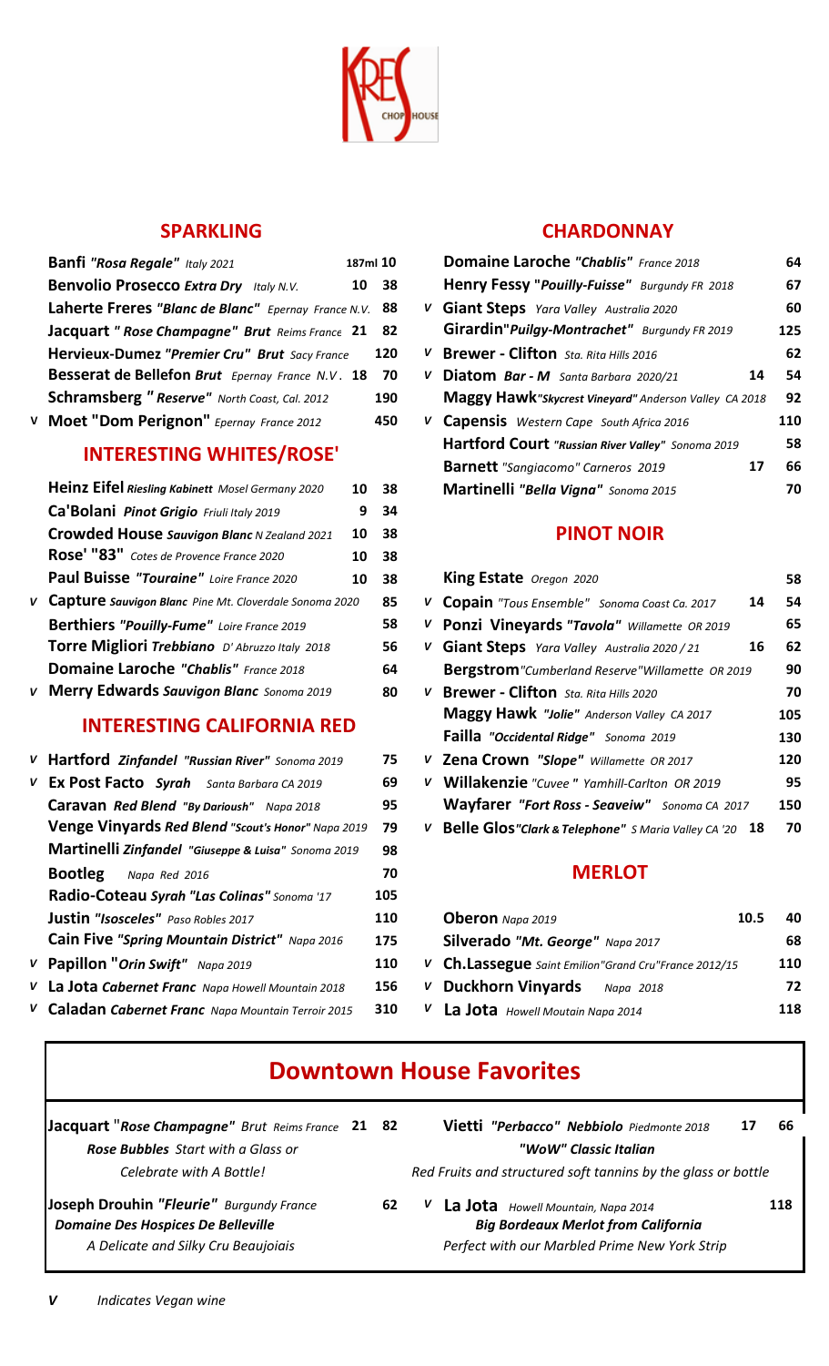# SPARKLING

| | Wine | Glass | Bottle |
|---|---|---|---|
| | **Banfi** *"Rosa Regale" Italy 2021* | 187ml | 10 |
| | **Benvolio Prosecco** ***Extra Dry*** *Italy N.V.* | 10 | 38 |
| | **Laherte Freres** ***"Blanc de Blanc"*** *Epernay France N.V.* | | 88 |
| | **Jacquart** ***" Rose Champagne" Brut*** *Reims France* | 21 | 82 |
| | **Hervieux-Dumez** ***"Premier Cru" Brut*** *Sacy France* | | 120 |
| | **Besserat de Bellefon** ***Brut*** *Epernay France N.V.* | 18 | 70 |
| | **Schramsberg** ***" Reserve"*** *North Coast, Cal. 2012* | | 190 |
| V | **Moet "Dom Perignon"** *Epernay France 2012* | | 450 |

# INTERESTING WHITES/ROSE'

| | Wine | Glass | Bottle |
|---|---|---|---|
| | **Heinz Eifel** ***Riesling Kabinett*** *Mosel Germany 2020* | 10 | 38 |
| | **Ca'Bolani** ***Pinot Grigio*** *Friuli Italy 2019* | 9 | 34 |
| | **Crowded House** ***Sauvignon Blanc*** *N Zealand 2021* | 10 | 38 |
| | **Rose' "83"** *Cotes de Provence France 2020* | 10 | 38 |
| | **Paul Buisse** ***"Touraine"*** *Loire France 2020* | 10 | 38 |
| V | **Capture** ***Sauvignon Blanc*** *Pine Mt. Cloverdale Sonoma 2020* | | 85 |
| | **Berthiers** ***"Pouilly-Fume"*** *Loire France 2019* | | 58 |
| | **Torre Migliori** ***Trebbiano*** *D' Abruzzo Italy 2018* | | 56 |
| | **Domaine Laroche** ***"Chablis"*** *France 2018* | | 64 |
| V | **Merry Edwards** ***Sauvignon Blanc*** *Sonoma 2019* | | 80 |

# INTERESTING CALIFORNIA RED

| | Wine | Bottle |
|---|---|---|
| V | **Hartford** ***Zinfandel "Russian River"*** *Sonoma 2019* | 75 |
| V | **Ex Post Facto** ***Syrah*** *Santa Barbara CA 2019* | 69 |
| | **Caravan** ***Red Blend "By Darioush"*** *Napa 2018* | 95 |
| | **Venge Vineyards** ***Red Blend "Scout's Honor"*** *Napa 2019* | 79 |
| | **Martinelli** ***Zinfandel "Giuseppe & Luisa"*** *Sonoma 2019* | 98 |
| | **Bootleg** *Napa Red 2016* | 70 |
| | **Radio-Coteau** ***Syrah "Las Colinas"*** *Sonoma '17* | 105 |
| | **Justin** ***"Isosceles"*** *Paso Robles 2017* | 110 |
| | **Cain Five** ***"Spring Mountain District"*** *Napa 2016* | 175 |
| V | **Papillon "*Orin Swift*"** *Napa 2019* | 110 |
| V | **La Jota** ***Cabernet Franc*** *Napa Howell Mountain 2018* | 156 |
| V | **Caladan** ***Cabernet Franc*** *Napa Mountain Terroir 2015* | 310 |

# CHARDONNAY

| | Wine | Glass | Bottle |
|---|---|---|---|
| | **Domaine Laroche** ***"Chablis"*** *France 2018* | | 64 |
| | **Henry Fessy "*Pouilly-Fuisse*"** *Burgundy FR 2018* | | 67 |
| V | **Giant Steps** *Yara Valley Australia 2020* | | 60 |
| | **Girardin"*Puilgy-Montrachet*"** *Burgundy FR 2019* | | 125 |
| V | **Brewer - Clifton** *Sta. Rita Hills 2016* | | 62 |
| V | **Diatom** ***Bar - M*** *Santa Barbara 2020/21* | 14 | 54 |
| | **Maggy Hawk"*Skycrest Vineyard*"** *Anderson Valley CA 2018* | | 92 |
| V | **Capensis** *Western Cape South Africa 2016* | | 110 |
| | **Hartford Court** ***"Russian River Valley"*** *Sonoma 2019* | | 58 |
| | **Barnett** *"Sangiacomo" Carneros 2019* | 17 | 66 |
| | **Martinelli** ***"Bella Vigna"*** *Sonoma 2015* | | 70 |

# PINOT NOIR

| | Wine | Glass | Bottle |
|---|---|---|---|
| | **King Estate** *Oregon 2020* | | 58 |
| V | **Copain** *"Tous Ensemble" Sonoma Coast Ca. 2017* | 14 | 54 |
| V | **Ponzi Vineyards** ***"Tavola"*** *Willamette OR 2019* | | 65 |
| V | **Giant Steps** *Yara Valley Australia 2020 / 21* | 16 | 62 |
| | **Bergstrom***"Cumberland Reserve"Willamette OR 2019* | | 90 |
| V | **Brewer - Clifton** *Sta. Rita Hills 2020* | | 70 |
| | **Maggy Hawk** *"Jolie" Anderson Valley CA 2017* | | 105 |
| | **Failla** *"Occidental Ridge" Sonoma 2019* | | 130 |
| V | **Zena Crown** ***"Slope"*** *Willamette OR 2017* | | 120 |
| V | **Willakenzie** *"Cuvee " Yamhill-Carlton OR 2019* | | 95 |
| | **Wayfarer** ***"Fort Ross - Seaveiw"*** *Sonoma CA 2017* | | 150 |
| V | **Belle Glos*"Clark & Telephone"*** *S Maria Valley CA '20* | 18 | 70 |

# MERLOT

| | Wine | Glass | Bottle |
|---|---|---|---|
| | **Oberon** *Napa 2019* | 10.5 | 40 |
| | **Silverado** ***"Mt. George"*** *Napa 2017* | | 68 |
| V | **Ch.Lassegue** *Saint Emilion"Grand Cru"France 2012/15* | | 110 |
| V | **Duckhorn Vinyards** *Napa 2018* | | 72 |
| V | **La Jota** *Howell Moutain Napa 2014* | | 118 |

# Downtown House Favorites

**Jacquart "*Rose Champagne*"** *Brut Reims France* **21 82**
***Rose Bubbles*** *Start with a Glass or*
*Celebrate with A Bottle!*

**Joseph Drouhin "*Fleurie*"** *Burgundy France* **62**
***Domaine Des Hospices De Belleville***
*A Delicate and Silky Cru Beaujoiais*

**Vietti** ***"Perbacco" Nebbiolo*** *Piedmonte 2018* **17 66**
***"WoW" Classic Italian***
*Red Fruits and structured soft tannins by the glass or bottle*

V **La Jota** *Howell Mountain, Napa 2014* **118**
***Big Bordeaux Merlot from California***
*Perfect with our Marbled Prime New York Strip*

***V*** *Indicates Vegan wine*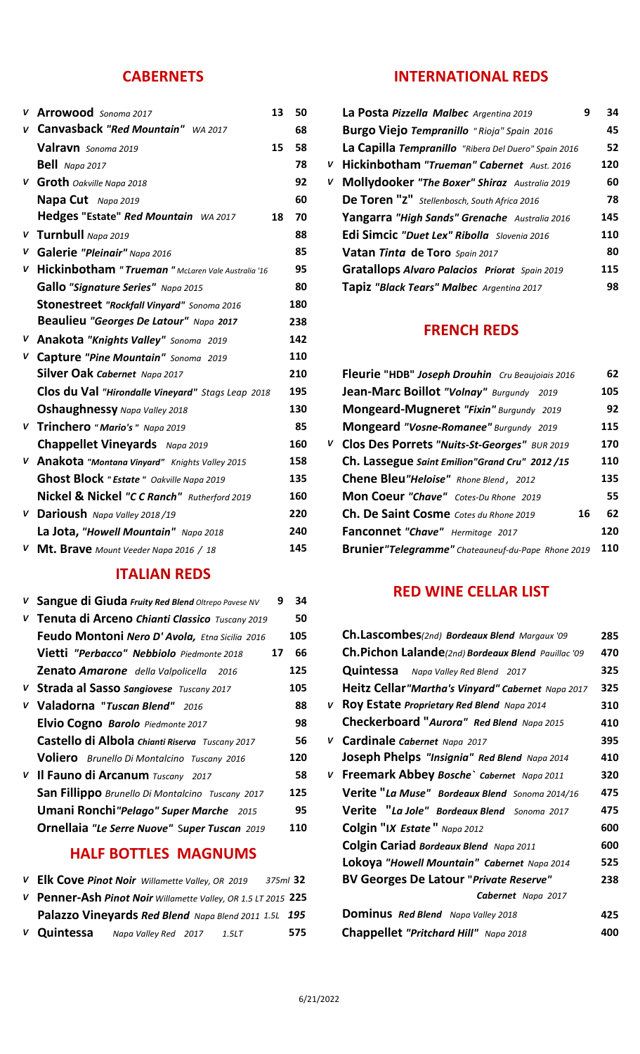## CABERNETS

| | | | |
|---|---|---|---|
| V | **Arrowood** *Sonoma 2017* | 13 | 50 |
| V | **Canvasback "Red Mountain"** *WA 2017* | | 68 |
| | **Valravn** *Sonoma 2019* | 15 | 58 |
| | **Bell** *Napa 2017* | | 78 |
| V | **Groth** *Oakville Napa 2018* | | 92 |
| | **Napa Cut** *Napa 2019* | | 60 |
| | **Hedges "Estate"** ***Red Mountain*** *WA 2017* | 18 | 70 |
| V | **Turnbull** *Napa 2019* | | 88 |
| V | **Galerie** ***"Pleinair"*** *Napa 2016* | | 85 |
| V | **Hickinbotham** ***" Trueman "*** *McLaren Vale Australia '16* | | 95 |
| | **Gallo** ***"Signature Series"*** *Napa 2015* | | 80 |
| | **Stonestreet** ***"Rockfall Vinyard"*** *Sonoma 2016* | | 180 |
| | **Beaulieu** ***"Georges De Latour"*** *Napa* ***2017*** | | 238 |
| V | **Anakota** ***"Knights Valley"*** *Sonoma 2019* | | 142 |
| V | **Capture** ***"Pine Mountain"*** *Sonoma 2019* | | 110 |
| | **Silver Oak** ***Cabernet*** *Napa 2017* | | 210 |
| | **Clos du Val** ***"Hirondalle Vineyard"*** *Stags Leap 2018* | | 195 |
| | **Oshaughnessy** *Napa Valley 2018* | | 130 |
| V | **Trinchero** ***" Mario's "*** *Napa 2019* | | 85 |
| | **Chappellet Vineyards** *Napa 2019* | | 160 |
| V | **Anakota** ***"Montana Vinyard"*** *Knights Valley 2015* | | 158 |
| | **Ghost Block** ***" Estate "*** *Oakville Napa 2019* | | 135 |
| | **Nickel & Nickel** ***"C C Ranch"*** *Rutherford 2019* | | 160 |
| V | **Darioush** *Napa Valley 2018 /19* | | 220 |
| | **La Jota,** ***"Howell Mountain"*** *Napa 2018* | | 240 |
| V | **Mt. Brave** *Mount Veeder Napa 2016 / 18* | | 145 |

## ITALIAN REDS

| | | | |
|---|---|---|---|
| V | **Sangue di Giuda** ***Fruity Red Blend*** *Oltrepo Pavese NV* | 9 | 34 |
| V | **Tenuta di Arceno** ***Chianti Classico*** *Tuscany 2019* | | 50 |
| | **Feudo Montoni** ***Nero D' Avola,*** *Etna Sicilia 2016* | | 105 |
| | **Vietti** ***"Perbacco" Nebbiolo*** *Piedmonte 2018* | 17 | 66 |
| | **Zenato** ***Amarone*** *della Valpolicella 2016* | | 125 |
| V | **Strada al Sasso** ***Sangiovese*** *Tuscany 2017* | | 105 |
| V | **Valadorna "Tuscan Blend"** *2016* | | 88 |
| | **Elvio Cogno** ***Barolo*** *Piedmonte 2017* | | 98 |
| | **Castello di Albola** ***Chianti Riserva*** *Tuscany 2017* | | 56 |
| | **Voliero** *Brunello Di Montalcino Tuscany 2016* | | 120 |
| V | **Il Fauno di Arcanum** *Tuscany 2017* | | 58 |
| | **San Fillippo** *Brunello Di Montalcino Tuscany 2016* | | 125 |
| | **Umani Ronchi** ***"Pelago" Super Marche*** *2015* | | 95 |
| | **Ornellaia** ***"Le Serre Nuove"*** **Super Tuscan** *2019* | | 110 |

## HALF BOTTLES MAGNUMS

| | | |
|---|---|---|
| V | **Elk Cove** ***Pinot Noir*** *Willamette Valley, OR 2019* *375ml* | 32 |
| V | **Penner-Ash** ***Pinot Noir*** *Willamette Valley, OR 1.5 LT 2015* | 225 |
| | **Palazzo Vineyards** ***Red Blend*** *Napa Blend 2011 1.5L* | *195* |
| V | **Quintessa** *Napa Valley Red 2017 1.5LT* | 575 |

## INTERNATIONAL REDS

| | | | |
|---|---|---|---|
| | **La Posta** ***Pizzella Malbec*** *Argentina 2019* | 9 | 34 |
| | **Burgo Viejo** ***Tempranillo*** *" Rioja" Spain 2016* | | 45 |
| | **La Capilla** ***Tempranillo*** *"Ribera Del Duero" Spain 2016* | | 52 |
| V | **Hickinbotham** ***"Trueman" Cabernet*** *Aust. 2016* | | 120 |
| V | **Mollydooker** ***"The Boxer" Shiraz*** *Australia 2019* | | 60 |
| | **De Toren "Z"** *Stellenbosch, South Africa 2016* | | 78 |
| | **Yangarra** ***"High Sands" Grenache*** *Australia 2016* | | 145 |
| | **Edi Simcic** ***"Duet Lex" Ribolla*** *Slovenia 2016* | | 110 |
| | **Vatan** ***Tinta*** **de Toro** *Spain 2017* | | 80 |
| | **Gratallops** ***Alvaro Palacios Priorat*** *Spain 2019* | | 115 |
| | **Tapiz** ***"Black Tears" Malbec*** *Argentina 2017* | | 98 |

## FRENCH REDS

| | | | |
|---|---|---|---|
| | **Fleurie "HDB"** ***Joseph Drouhin*** *Cru Beaujolais 2016* | | 62 |
| | **Jean-Marc Boillot** ***"Volnay"*** *Burgundy 2019* | | 105 |
| | **Mongeard-Mugneret** ***"Fixin"*** *Burgundy 2019* | | 92 |
| | **Mongeard** ***"Vosne-Romanee"*** *Burgundy 2019* | | 115 |
| V | **Clos Des Porrets** ***"Nuits-St-Georges"*** *BUR 2019* | | 170 |
| | **Ch. Lassegue** ***Saint Emilion"Grand Cru" 2012 /15*** | | 110 |
| | **Chene Bleu** ***"Heloise"*** *Rhone Blend, 2012* | | 135 |
| | **Mon Coeur** ***"Chave"*** *Cotes-Du Rhone 2019* | | 55 |
| | **Ch. De Saint Cosme** *Cotes du Rhone 2019* | 16 | 62 |
| | **Fanconnet** ***"Chave"*** *Hermitage 2017* | | 120 |
| | **Brunier** ***"Telegramme"*** *Chateauneuf-du-Pape Rhone 2019* | | 110 |

## RED WINE CELLAR LIST

| | | |
|---|---|---|
| | **Ch.Lascombes***(2nd)* ***Bordeaux Blend*** *Margaux '09* | 285 |
| | **Ch.Pichon Lalande***(2nd)* ***Bordeaux Blend*** *Pauillac '09* | 470 |
| | **Quintessa** *Napa Valley Red Blend 2017* | 325 |
| | **Heitz Cellar** ***"Martha's Vinyard" Cabernet*** *Napa 2017* | 325 |
| V | **Roy Estate** ***Proprietary Red Blend*** *Napa 2014* | 310 |
| | **Checkerboard** ***"Aurora" Red Blend*** *Napa 2015* | 410 |
| V | **Cardinale** ***Cabernet*** *Napa 2017* | 395 |
| | **Joseph Phelps** ***"Insignia" Red Blend*** *Napa 2014* | 410 |
| V | **Freemark Abbey** ***Bosche` Cabernet*** *Napa 2011* | 320 |
| | **Verite** ***"La Muse" Bordeaux Blend*** *Sonoma 2014/16* | 475 |
| | **Verite** ***"La Jole" Bordeaux Blend*** *Sonoma 2017* | 475 |
| | **Colgin "IX Estate "** *Napa 2012* | 600 |
| | **Colgin Cariad** ***Bordeaux Blend*** *Napa 2011* | 600 |
| | **Lokoya** ***"Howell Mountain" Cabernet*** *Napa 2014* | 525 |
| | **BV Georges De Latour** ***"Private Reserve" Cabernet*** *Napa 2017* | 238 |
| | **Dominus** ***Red Blend*** *Napa Valley 2018* | 425 |
| | **Chappellet** ***"Pritchard Hill"*** *Napa 2018* | 400 |

6/21/2022